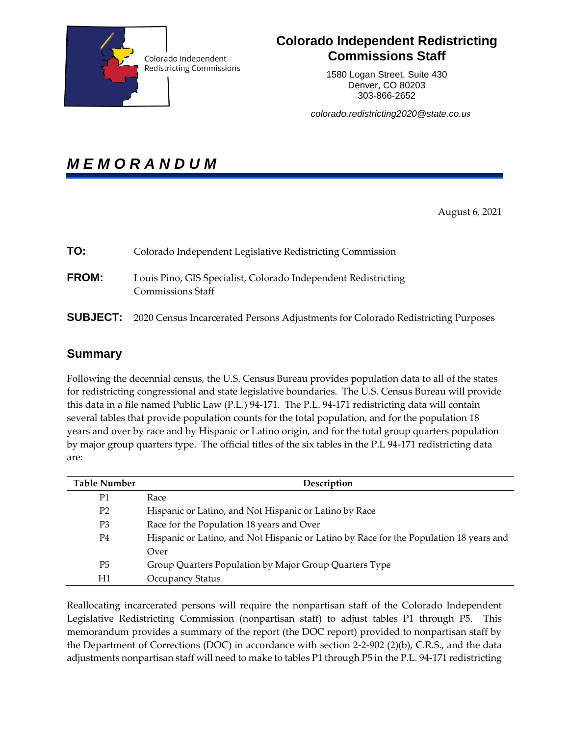Colorado Independent Redistricting Commissions

## Colorado Independent Redistricting Commissions Staff

1580 Logan Street, Suite 430
Denver, CO 80203
303-866-2652

*colorado.redistricting2020@state.co.us*

# *MEMORANDUM*

August 6, 2021

**TO:** Colorado Independent Legislative Redistricting Commission

**FROM:** Louis Pino, GIS Specialist, Colorado Independent Redistricting Commissions Staff

**SUBJECT:** 2020 Census Incarcerated Persons Adjustments for Colorado Redistricting Purposes

## Summary

Following the decennial census, the U.S. Census Bureau provides population data to all of the states for redistricting congressional and state legislative boundaries. The U.S. Census Bureau will provide this data in a file named Public Law (P.L.) 94-171. The P.L. 94-171 redistricting data will contain several tables that provide population counts for the total population, and for the population 18 years and over by race and by Hispanic or Latino origin, and for the total group quarters population by major group quarters type. The official titles of the six tables in the P.L 94-171 redistricting data are:

| Table Number | Description |
|---|---|
| P1 | Race |
| P2 | Hispanic or Latino, and Not Hispanic or Latino by Race |
| P3 | Race for the Population 18 years and Over |
| P4 | Hispanic or Latino, and Not Hispanic or Latino by Race for the Population 18 years and Over |
| P5 | Group Quarters Population by Major Group Quarters Type |
| H1 | Occupancy Status |

Reallocating incarcerated persons will require the nonpartisan staff of the Colorado Independent Legislative Redistricting Commission (nonpartisan staff) to adjust tables P1 through P5. This memorandum provides a summary of the report (the DOC report) provided to nonpartisan staff by the Department of Corrections (DOC) in accordance with section 2-2-902 (2)(b), C.R.S., and the data adjustments nonpartisan staff will need to make to tables P1 through P5 in the P.L. 94-171 redistricting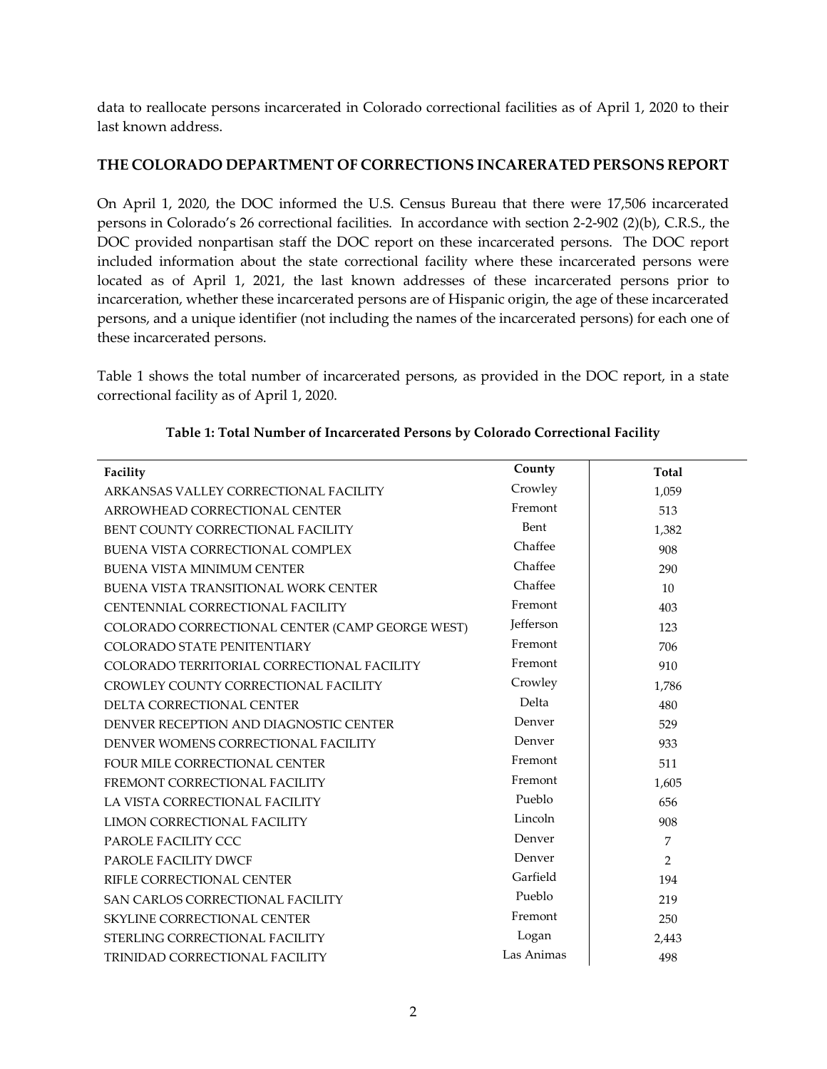data to reallocate persons incarcerated in Colorado correctional facilities as of April 1, 2020 to their last known address.

## THE COLORADO DEPARTMENT OF CORRECTIONS INCARERATED PERSONS REPORT

On April 1, 2020, the DOC informed the U.S. Census Bureau that there were 17,506 incarcerated persons in Colorado's 26 correctional facilities. In accordance with section 2-2-902 (2)(b), C.R.S., the DOC provided nonpartisan staff the DOC report on these incarcerated persons. The DOC report included information about the state correctional facility where these incarcerated persons were located as of April 1, 2021, the last known addresses of these incarcerated persons prior to incarceration, whether these incarcerated persons are of Hispanic origin, the age of these incarcerated persons, and a unique identifier (not including the names of the incarcerated persons) for each one of these incarcerated persons.

Table 1 shows the total number of incarcerated persons, as provided in the DOC report, in a state correctional facility as of April 1, 2020.

**Table 1: Total Number of Incarcerated Persons by Colorado Correctional Facility**

| Facility | County | Total |
|---|---|---|
| ARKANSAS VALLEY CORRECTIONAL FACILITY | Crowley | 1,059 |
| ARROWHEAD CORRECTIONAL CENTER | Fremont | 513 |
| BENT COUNTY CORRECTIONAL FACILITY | Bent | 1,382 |
| BUENA VISTA CORRECTIONAL COMPLEX | Chaffee | 908 |
| BUENA VISTA MINIMUM CENTER | Chaffee | 290 |
| BUENA VISTA TRANSITIONAL WORK CENTER | Chaffee | 10 |
| CENTENNIAL CORRECTIONAL FACILITY | Fremont | 403 |
| COLORADO CORRECTIONAL CENTER (CAMP GEORGE WEST) | Jefferson | 123 |
| COLORADO STATE PENITENTIARY | Fremont | 706 |
| COLORADO TERRITORIAL CORRECTIONAL FACILITY | Fremont | 910 |
| CROWLEY COUNTY CORRECTIONAL FACILITY | Crowley | 1,786 |
| DELTA CORRECTIONAL CENTER | Delta | 480 |
| DENVER RECEPTION AND DIAGNOSTIC CENTER | Denver | 529 |
| DENVER WOMENS CORRECTIONAL FACILITY | Denver | 933 |
| FOUR MILE CORRECTIONAL CENTER | Fremont | 511 |
| FREMONT CORRECTIONAL FACILITY | Fremont | 1,605 |
| LA VISTA CORRECTIONAL FACILITY | Pueblo | 656 |
| LIMON CORRECTIONAL FACILITY | Lincoln | 908 |
| PAROLE FACILITY CCC | Denver | 7 |
| PAROLE FACILITY DWCF | Denver | 2 |
| RIFLE CORRECTIONAL CENTER | Garfield | 194 |
| SAN CARLOS CORRECTIONAL FACILITY | Pueblo | 219 |
| SKYLINE CORRECTIONAL CENTER | Fremont | 250 |
| STERLING CORRECTIONAL FACILITY | Logan | 2,443 |
| TRINIDAD CORRECTIONAL FACILITY | Las Animas | 498 |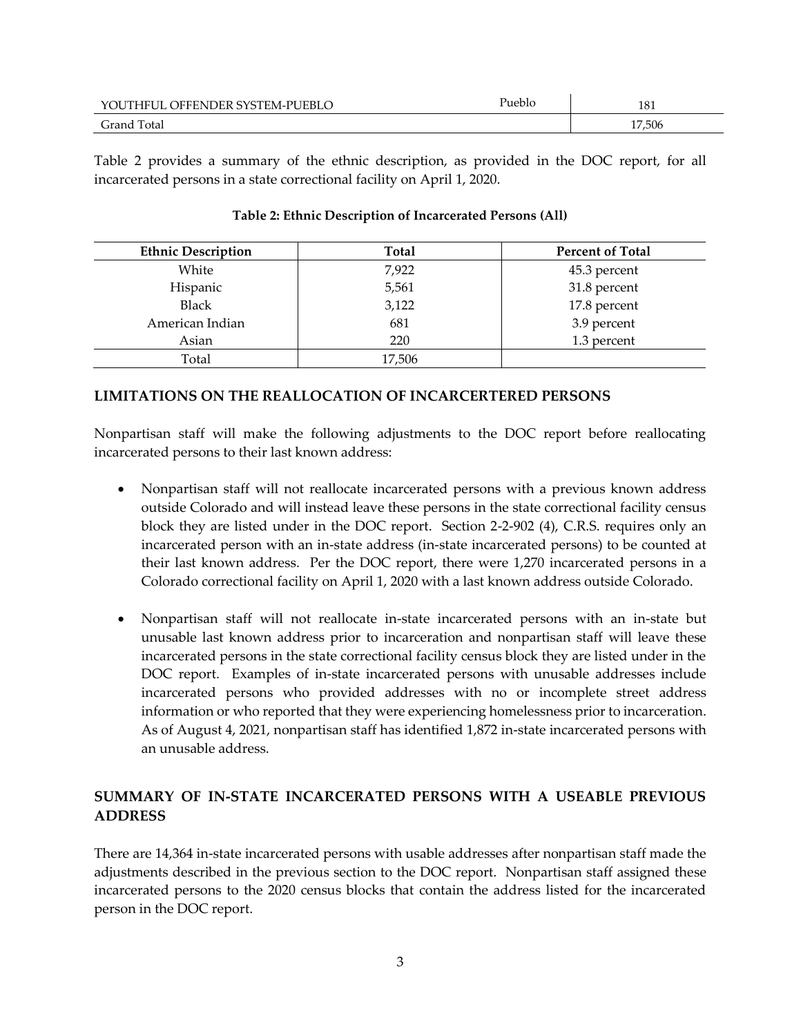| | | |
|---|---|---|
| YOUTHFUL OFFENDER SYSTEM-PUEBLO | Pueblo | 181 |
| Grand Total | | 17,506 |

Table 2 provides a summary of the ethnic description, as provided in the DOC report, for all incarcerated persons in a state correctional facility on April 1, 2020.

**Table 2: Ethnic Description of Incarcerated Persons (All)**

| Ethnic Description | Total | Percent of Total |
|---|---|---|
| White | 7,922 | 45.3 percent |
| Hispanic | 5,561 | 31.8 percent |
| Black | 3,122 | 17.8 percent |
| American Indian | 681 | 3.9 percent |
| Asian | 220 | 1.3 percent |
| Total | 17,506 | |

## LIMITATIONS ON THE REALLOCATION OF INCARCERTERED PERSONS

Nonpartisan staff will make the following adjustments to the DOC report before reallocating incarcerated persons to their last known address:

- Nonpartisan staff will not reallocate incarcerated persons with a previous known address outside Colorado and will instead leave these persons in the state correctional facility census block they are listed under in the DOC report. Section 2-2-902 (4), C.R.S. requires only an incarcerated person with an in-state address (in-state incarcerated persons) to be counted at their last known address. Per the DOC report, there were 1,270 incarcerated persons in a Colorado correctional facility on April 1, 2020 with a last known address outside Colorado.

- Nonpartisan staff will not reallocate in-state incarcerated persons with an in-state but unusable last known address prior to incarceration and nonpartisan staff will leave these incarcerated persons in the state correctional facility census block they are listed under in the DOC report. Examples of in-state incarcerated persons with unusable addresses include incarcerated persons who provided addresses with no or incomplete street address information or who reported that they were experiencing homelessness prior to incarceration. As of August 4, 2021, nonpartisan staff has identified 1,872 in-state incarcerated persons with an unusable address.

## SUMMARY OF IN-STATE INCARCERATED PERSONS WITH A USEABLE PREVIOUS ADDRESS

There are 14,364 in-state incarcerated persons with usable addresses after nonpartisan staff made the adjustments described in the previous section to the DOC report. Nonpartisan staff assigned these incarcerated persons to the 2020 census blocks that contain the address listed for the incarcerated person in the DOC report.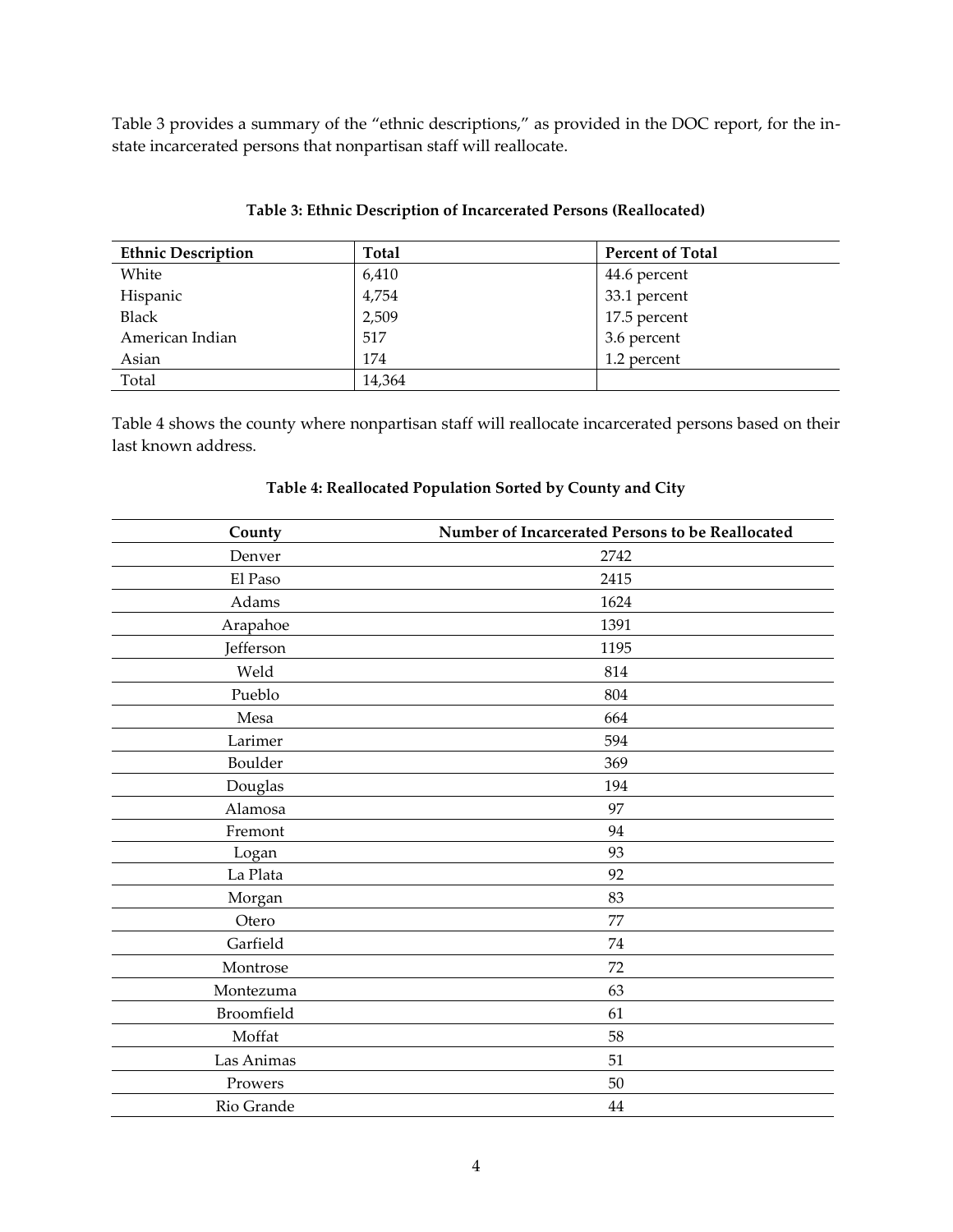Table 3 provides a summary of the "ethnic descriptions," as provided in the DOC report, for the in-state incarcerated persons that nonpartisan staff will reallocate.

**Table 3: Ethnic Description of Incarcerated Persons (Reallocated)**

| Ethnic Description | Total | Percent of Total |
|---|---|---|
| White | 6,410 | 44.6 percent |
| Hispanic | 4,754 | 33.1 percent |
| Black | 2,509 | 17.5 percent |
| American Indian | 517 | 3.6 percent |
| Asian | 174 | 1.2 percent |
| Total | 14,364 | |

Table 4 shows the county where nonpartisan staff will reallocate incarcerated persons based on their last known address.

**Table 4: Reallocated Population Sorted by County and City**

| County | Number of Incarcerated Persons to be Reallocated |
|---|---|
| Denver | 2742 |
| El Paso | 2415 |
| Adams | 1624 |
| Arapahoe | 1391 |
| Jefferson | 1195 |
| Weld | 814 |
| Pueblo | 804 |
| Mesa | 664 |
| Larimer | 594 |
| Boulder | 369 |
| Douglas | 194 |
| Alamosa | 97 |
| Fremont | 94 |
| Logan | 93 |
| La Plata | 92 |
| Morgan | 83 |
| Otero | 77 |
| Garfield | 74 |
| Montrose | 72 |
| Montezuma | 63 |
| Broomfield | 61 |
| Moffat | 58 |
| Las Animas | 51 |
| Prowers | 50 |
| Rio Grande | 44 |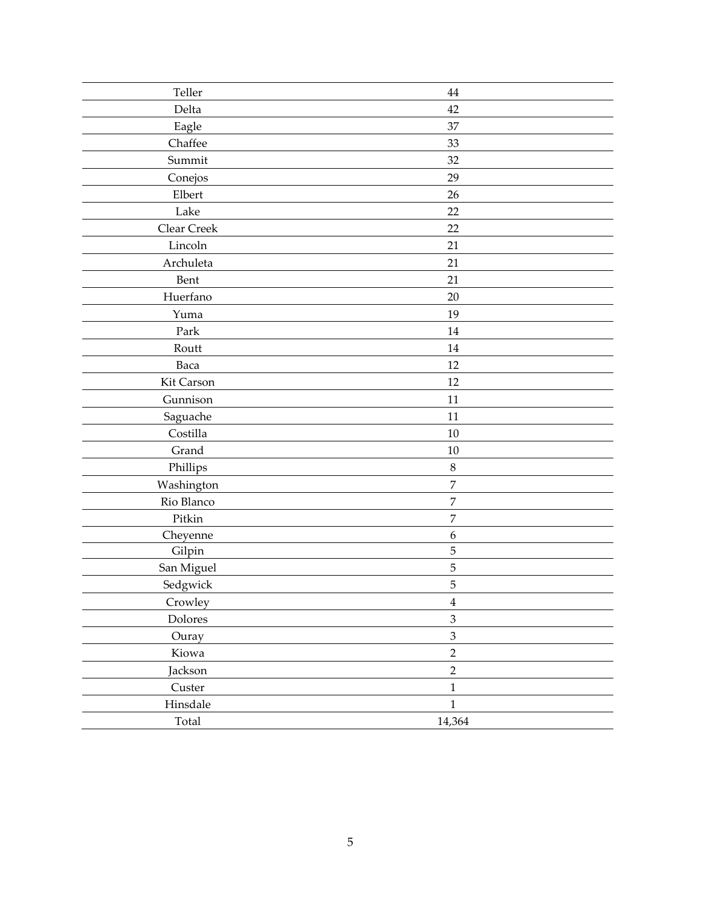| | |
|---|---|
| Teller | 44 |
| Delta | 42 |
| Eagle | 37 |
| Chaffee | 33 |
| Summit | 32 |
| Conejos | 29 |
| Elbert | 26 |
| Lake | 22 |
| Clear Creek | 22 |
| Lincoln | 21 |
| Archuleta | 21 |
| Bent | 21 |
| Huerfano | 20 |
| Yuma | 19 |
| Park | 14 |
| Routt | 14 |
| Baca | 12 |
| Kit Carson | 12 |
| Gunnison | 11 |
| Saguache | 11 |
| Costilla | 10 |
| Grand | 10 |
| Phillips | 8 |
| Washington | 7 |
| Rio Blanco | 7 |
| Pitkin | 7 |
| Cheyenne | 6 |
| Gilpin | 5 |
| San Miguel | 5 |
| Sedgwick | 5 |
| Crowley | 4 |
| Dolores | 3 |
| Ouray | 3 |
| Kiowa | 2 |
| Jackson | 2 |
| Custer | 1 |
| Hinsdale | 1 |
| Total | 14,364 |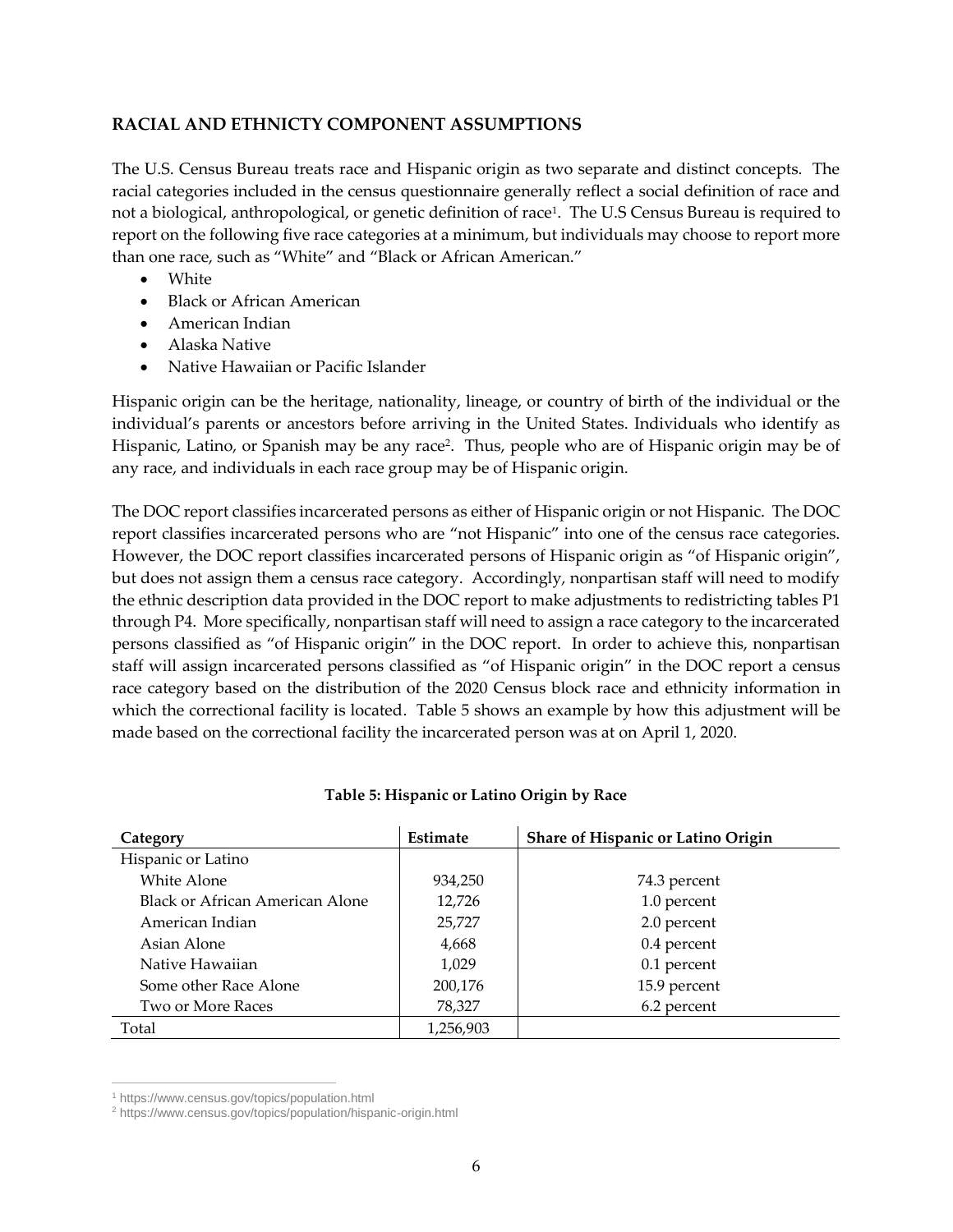## RACIAL AND ETHNICTY COMPONENT ASSUMPTIONS

The U.S. Census Bureau treats race and Hispanic origin as two separate and distinct concepts. The racial categories included in the census questionnaire generally reflect a social definition of race and not a biological, anthropological, or genetic definition of race[1]. The U.S Census Bureau is required to report on the following five race categories at a minimum, but individuals may choose to report more than one race, such as "White" and "Black or African American."

- White
- Black or African American
- American Indian
- Alaska Native
- Native Hawaiian or Pacific Islander

Hispanic origin can be the heritage, nationality, lineage, or country of birth of the individual or the individual's parents or ancestors before arriving in the United States. Individuals who identify as Hispanic, Latino, or Spanish may be any race[2]. Thus, people who are of Hispanic origin may be of any race, and individuals in each race group may be of Hispanic origin.

The DOC report classifies incarcerated persons as either of Hispanic origin or not Hispanic. The DOC report classifies incarcerated persons who are "not Hispanic" into one of the census race categories. However, the DOC report classifies incarcerated persons of Hispanic origin as "of Hispanic origin", but does not assign them a census race category. Accordingly, nonpartisan staff will need to modify the ethnic description data provided in the DOC report to make adjustments to redistricting tables P1 through P4. More specifically, nonpartisan staff will need to assign a race category to the incarcerated persons classified as "of Hispanic origin" in the DOC report. In order to achieve this, nonpartisan staff will assign incarcerated persons classified as "of Hispanic origin" in the DOC report a census race category based on the distribution of the 2020 Census block race and ethnicity information in which the correctional facility is located. Table 5 shows an example by how this adjustment will be made based on the correctional facility the incarcerated person was at on April 1, 2020.

**Table 5: Hispanic or Latino Origin by Race**

| Category | Estimate | Share of Hispanic or Latino Origin |
|---|---|---|
| Hispanic or Latino | | |
| White Alone | 934,250 | 74.3 percent |
| Black or African American Alone | 12,726 | 1.0 percent |
| American Indian | 25,727 | 2.0 percent |
| Asian Alone | 4,668 | 0.4 percent |
| Native Hawaiian | 1,029 | 0.1 percent |
| Some other Race Alone | 200,176 | 15.9 percent |
| Two or More Races | 78,327 | 6.2 percent |
| Total | 1,256,903 | |

[1] https://www.census.gov/topics/population.html

[2] https://www.census.gov/topics/population/hispanic-origin.html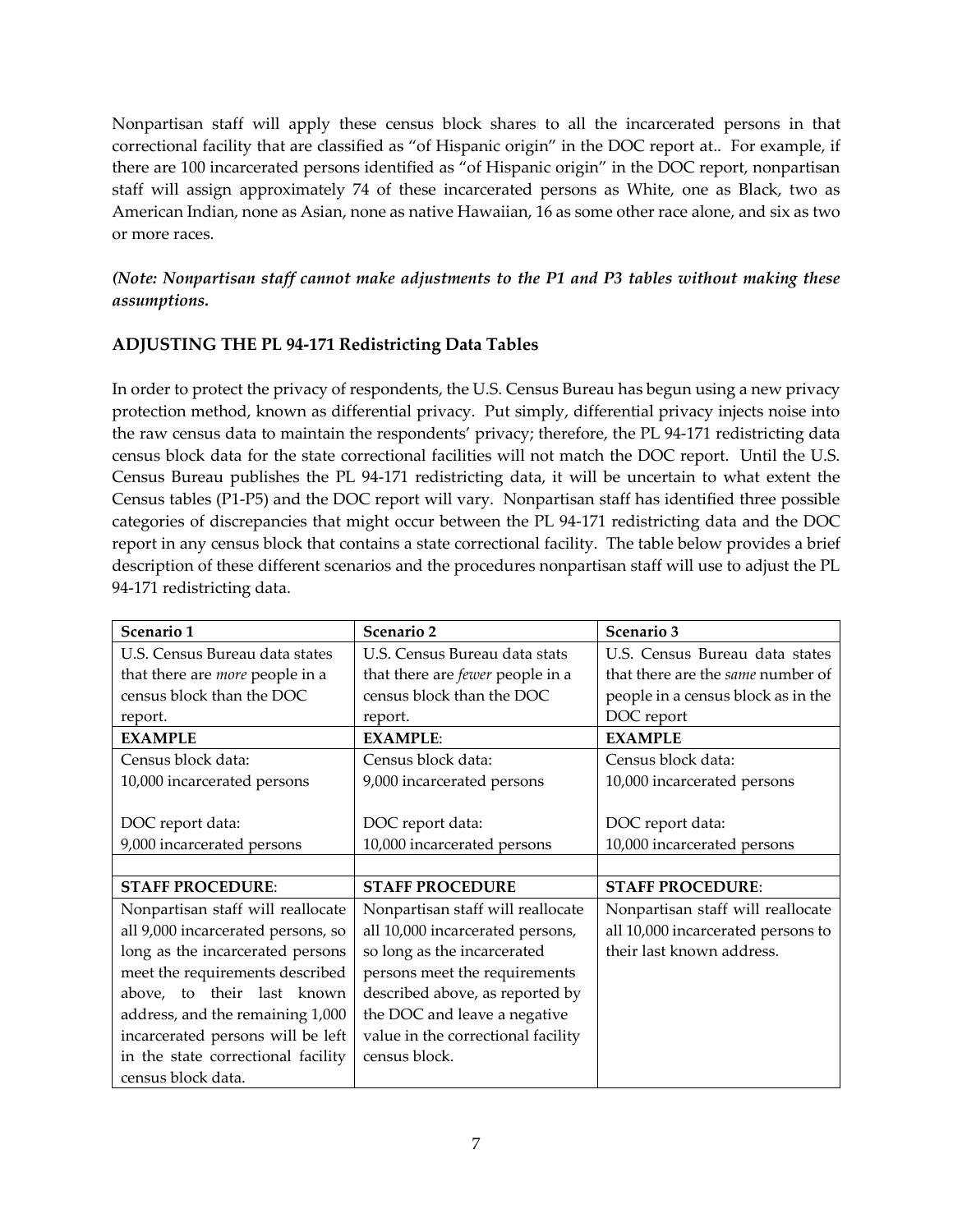Nonpartisan staff will apply these census block shares to all the incarcerated persons in that correctional facility that are classified as "of Hispanic origin" in the DOC report at.. For example, if there are 100 incarcerated persons identified as "of Hispanic origin" in the DOC report, nonpartisan staff will assign approximately 74 of these incarcerated persons as White, one as Black, two as American Indian, none as Asian, none as native Hawaiian, 16 as some other race alone, and six as two or more races.

***(Note: Nonpartisan staff cannot make adjustments to the P1 and P3 tables without making these assumptions.***

### ADJUSTING THE PL 94-171 Redistricting Data Tables

In order to protect the privacy of respondents, the U.S. Census Bureau has begun using a new privacy protection method, known as differential privacy. Put simply, differential privacy injects noise into the raw census data to maintain the respondents' privacy; therefore, the PL 94-171 redistricting data census block data for the state correctional facilities will not match the DOC report. Until the U.S. Census Bureau publishes the PL 94-171 redistricting data, it will be uncertain to what extent the Census tables (P1-P5) and the DOC report will vary. Nonpartisan staff has identified three possible categories of discrepancies that might occur between the PL 94-171 redistricting data and the DOC report in any census block that contains a state correctional facility. The table below provides a brief description of these different scenarios and the procedures nonpartisan staff will use to adjust the PL 94-171 redistricting data.

| **Scenario 1** | **Scenario 2** | **Scenario 3** |
|---|---|---|
| U.S. Census Bureau data states that there are *more* people in a census block than the DOC report. | U.S. Census Bureau data stats that there are *fewer* people in a census block than the DOC report. | U.S. Census Bureau data states that there are the *same* number of people in a census block as in the DOC report |
| **EXAMPLE** | **EXAMPLE**: | **EXAMPLE** |
| Census block data:<br>10,000 incarcerated persons<br><br>DOC report data:<br>9,000 incarcerated persons | Census block data:<br>9,000 incarcerated persons<br><br>DOC report data:<br>10,000 incarcerated persons | Census block data:<br>10,000 incarcerated persons<br><br>DOC report data:<br>10,000 incarcerated persons |
| | | |
| **STAFF PROCEDURE**: | **STAFF PROCEDURE** | **STAFF PROCEDURE**: |
| Nonpartisan staff will reallocate all 9,000 incarcerated persons, so long as the incarcerated persons meet the requirements described above, to their last known address, and the remaining 1,000 incarcerated persons will be left in the state correctional facility census block data. | Nonpartisan staff will reallocate all 10,000 incarcerated persons, so long as the incarcerated persons meet the requirements described above, as reported by the DOC and leave a negative value in the correctional facility census block. | Nonpartisan staff will reallocate all 10,000 incarcerated persons to their last known address. |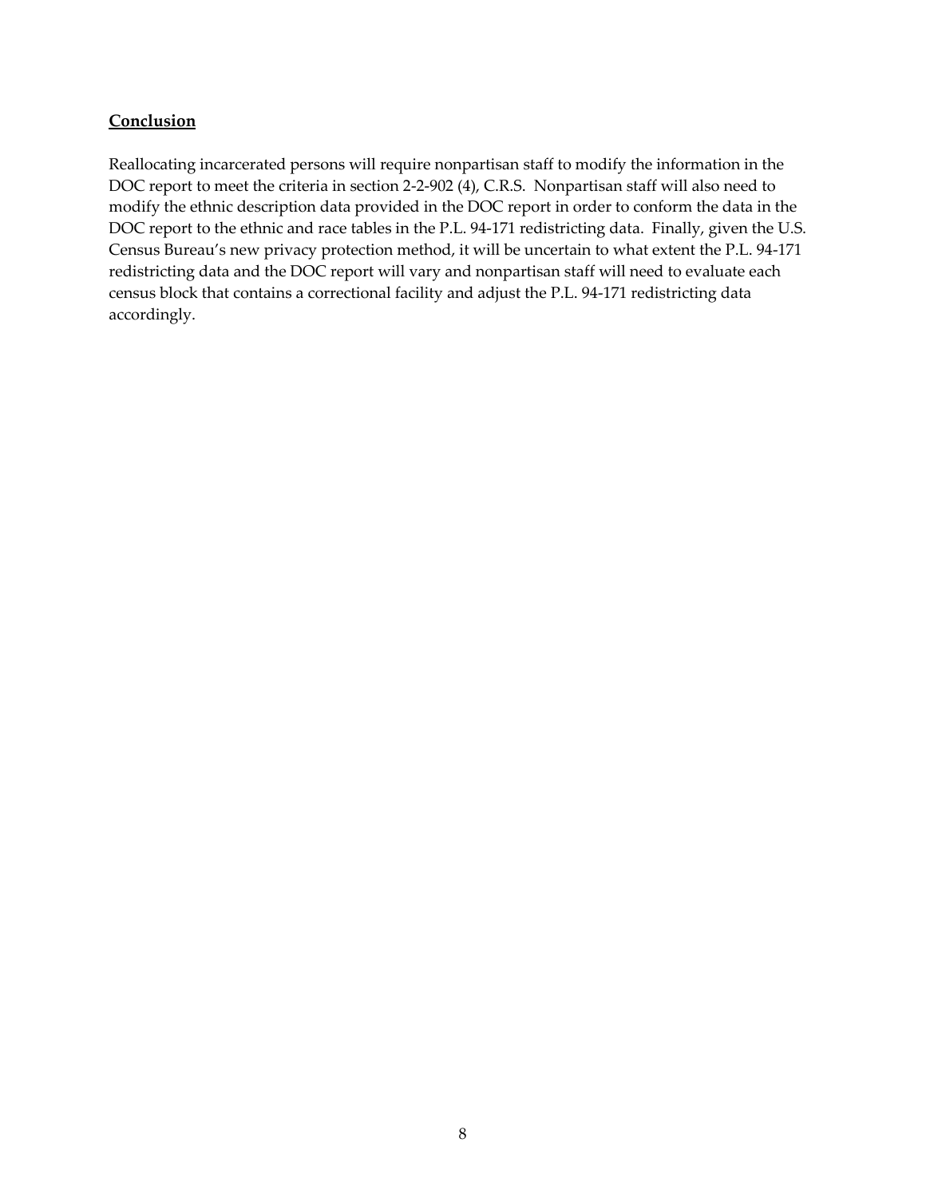## Conclusion

Reallocating incarcerated persons will require nonpartisan staff to modify the information in the DOC report to meet the criteria in section 2-2-902 (4), C.R.S. Nonpartisan staff will also need to modify the ethnic description data provided in the DOC report in order to conform the data in the DOC report to the ethnic and race tables in the P.L. 94-171 redistricting data. Finally, given the U.S. Census Bureau's new privacy protection method, it will be uncertain to what extent the P.L. 94-171 redistricting data and the DOC report will vary and nonpartisan staff will need to evaluate each census block that contains a correctional facility and adjust the P.L. 94-171 redistricting data accordingly.